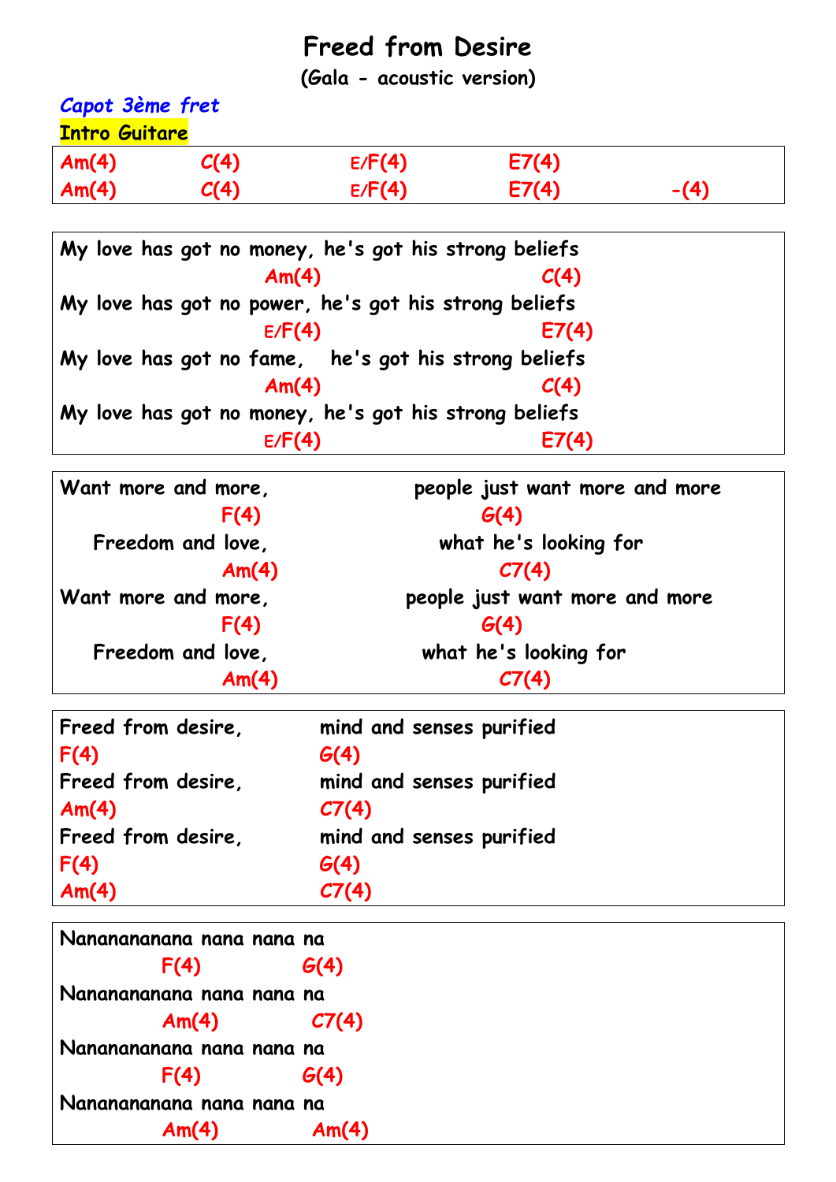# Freed from Desire

**(Gala - acoustic version)**

*Capot 3ème fret*

**Intro Guitare**

| | | | | |
|---|---|---|---|---|
| Am(4) | C(4) | E/F(4) | E7(4) | |
| Am(4) | C(4) | E/F(4) | E7(4) | -(4) |

```
My love has got no money, he's got his strong beliefs
                         Am(4)                       C(4)
My love has got no power, he's got his strong beliefs
                         E/F(4)                      E7(4)
My love has got no fame,   he's got his strong beliefs
                         Am(4)                       C(4)
My love has got no money, he's got his strong beliefs
                         E/F(4)                      E7(4)
```

```
Want more and more,                    people just want more and more
                  F(4)                              G(4)
   Freedom and love,                      what he's looking for
                  Am(4)                               C7(4)
Want more and more,                    people just want more and more
                  F(4)                              G(4)
   Freedom and love,                      what he's looking for
                  Am(4)                               C7(4)
```

```
Freed from desire,          mind and senses purified
F(4)                        G(4)
Freed from desire,          mind and senses purified
Am(4)                       C7(4)
Freed from desire,          mind and senses purified
F(4)                        G(4)
Am(4)                       C7(4)
```

```
Nanananananana nana nana na
          F(4)          G(4)
Nanananananana nana nana na
          Am(4)          C7(4)
Nanananananana nana nana na
          F(4)          G(4)
Nanananananana nana nana na
          Am(4)          Am(4)
```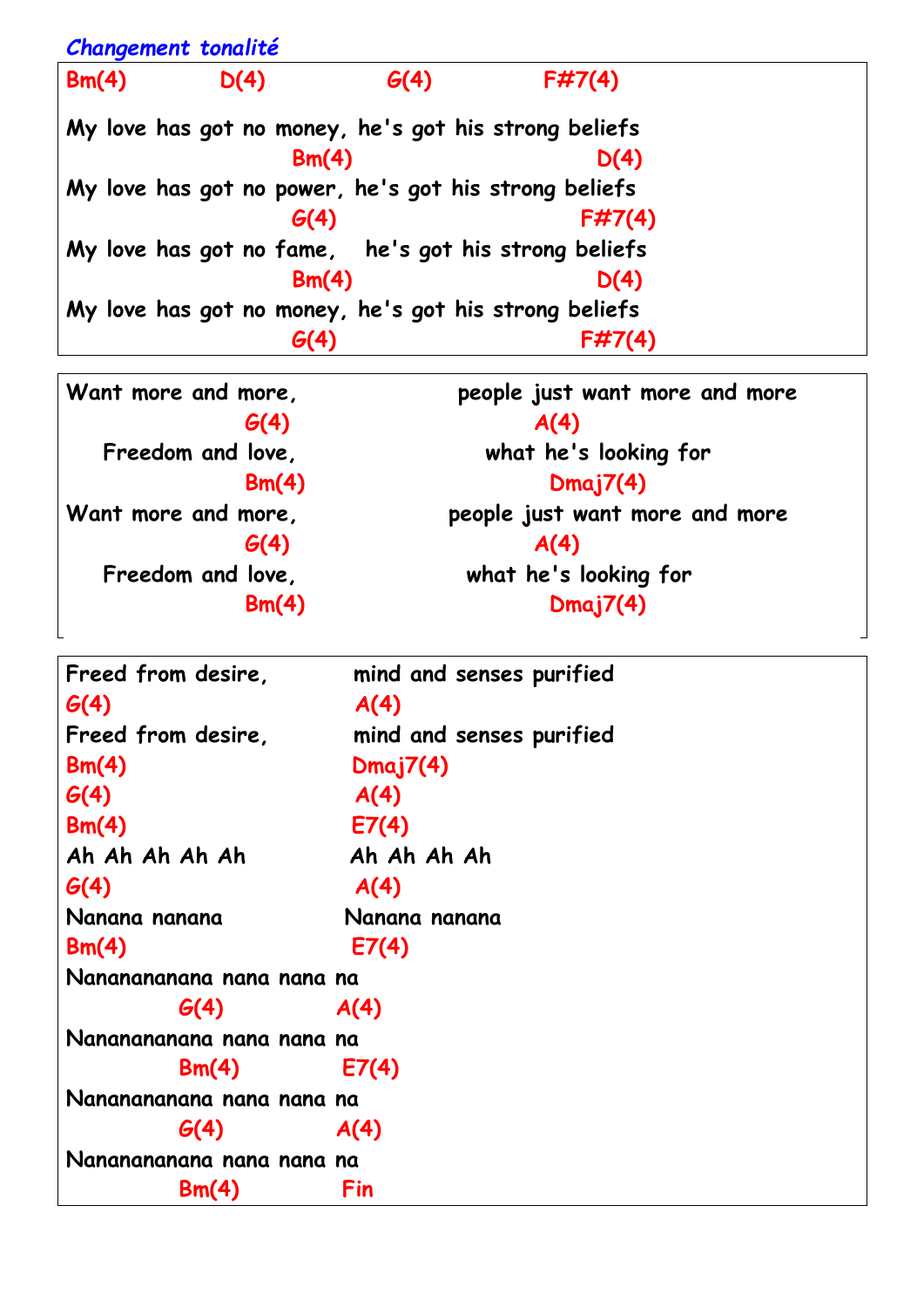*Changement tonalité*

```
Bm(4)           D(4)              G(4)              F#7(4)

My love has got no money, he's got his strong beliefs
                   Bm(4)                        D(4)
My love has got no power, he's got his strong beliefs
                   G(4)                         F#7(4)
My love has got no fame,   he's got his strong beliefs
                   Bm(4)                        D(4)
My love has got no money, he's got his strong beliefs
                   G(4)                         F#7(4)
```

```
Want more and more,                 people just want more and more
               G(4)                        A(4)
   Freedom and love,                   what he's looking for
               Bm(4)                        Dmaj7(4)
Want more and more,                 people just want more and more
               G(4)                        A(4)
   Freedom and love,                   what he's looking for
               Bm(4)                        Dmaj7(4)
```

```
Freed from desire,        mind and senses purified
G(4)                      A(4)
Freed from desire,        mind and senses purified
Bm(4)                     Dmaj7(4)
G(4)                      A(4)
Bm(4)                     E7(4)
Ah Ah Ah Ah Ah            Ah Ah Ah Ah
G(4)                      A(4)
Nanana nanana             Nanana nanana
Bm(4)                     E7(4)
Nananananana nana nana na
         G(4)            A(4)
Nananananana nana nana na
         Bm(4)           E7(4)
Nananananana nana nana na
         G(4)            A(4)
Nananananana nana nana na
         Bm(4)           Fin
```